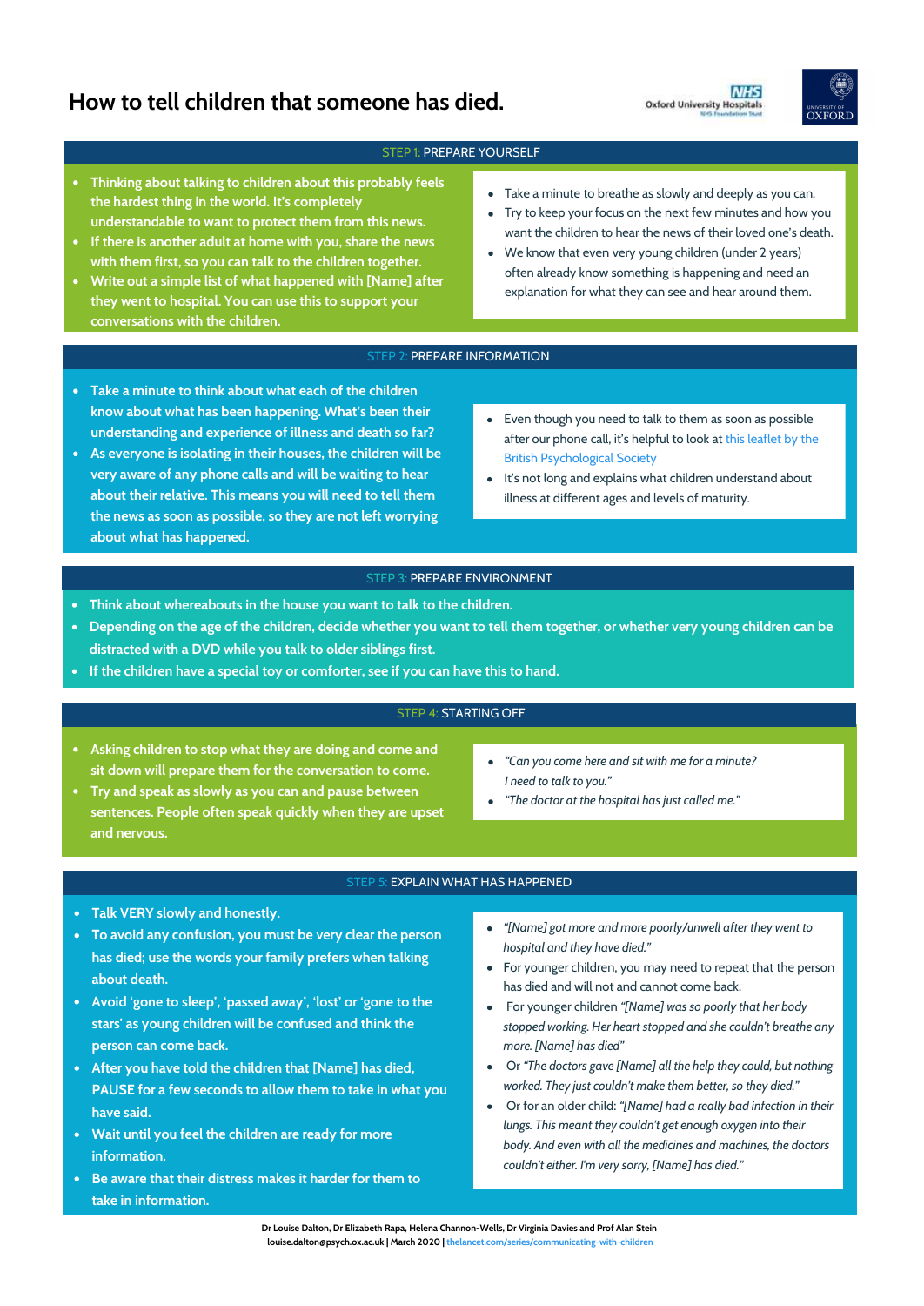# How to tell children that someone has died.

## STEP 1: PREPARE YOURSELF

- Thinking about talking to children about this probably feels the hardest thing in the world. It's completely understandable to want to protect them from this news.
- If there is another adult at home with you, share the news with them first, so you can talk to the children together.
- Write out a simple list of what happened with [Name] after they went to hospital. You can use this to support your conversations with the children.

- Take a minute to breathe as slowly and deeply as you can.
- Try to keep your focus on the next few minutes and how you want the children to hear the news of their loved one's death.
- We know that even very young children (under 2 years) often already know something is happening and need an explanation for what they can see and hear around them.

## STEP 2: PREPARE INFORMATION

- Take a minute to think about what each of the children know about what has been happening. What's been their understanding and experience of illness and death so far?
- As everyone is isolating in their houses, the children will be very aware of any phone calls and will be waiting to hear about their relative. This means you will need to tell them the news as soon as possible, so they are not left worrying about what has happened.

- Even though you need to talk to them as soon as possible after our phone call, it's helpful to look at this leaflet by the British Psychological Society
- It's not long and explains what children understand about illness at different ages and levels of maturity.

## STEP 3: PREPARE ENVIRONMENT

- Think about whereabouts in the house you want to talk to the children.
- Depending on the age of the children, decide whether you want to tell them together, or whether very young children can be distracted with a DVD while you talk to older siblings first.
- If the children have a special toy or comforter, see if you can have this to hand.

## STEP 4: STARTING OFF

- Asking children to stop what they are doing and come and sit down will prepare them for the conversation to come.
- Try and speak as slowly as you can and pause between sentences. People often speak quickly when they are upset and nervous.

- *"Can you come here and sit with me for a minute? I need to talk to you."*
- *"The doctor at the hospital has just called me."*

## STEP 5: EXPLAIN WHAT HAS HAPPENED

- Talk VERY slowly and honestly.
- To avoid any confusion, you must be very clear the person has died; use the words your family prefers when talking about death.
- Avoid 'gone to sleep', 'passed away', 'lost' or 'gone to the stars' as young children will be confused and think the person can come back.
- After you have told the children that [Name] has died, PAUSE for a few seconds to allow them to take in what you have said.
- Wait until you feel the children are ready for more information.
- Be aware that their distress makes it harder for them to take in information.

- *"[Name] got more and more poorly/unwell after they went to hospital and they have died."*
- For younger children, you may need to repeat that the person has died and will not and cannot come back.
- For younger children *"[Name] was so poorly that her body stopped working. Her heart stopped and she couldn't breathe any more. [Name] has died"*
- Or *"The doctors gave [Name] all the help they could, but nothing worked. They just couldn't make them better, so they died."*
- Or for an older child: *"[Name] had a really bad infection in their lungs. This meant they couldn't get enough oxygen into their body. And even with all the medicines and machines, the doctors couldn't either. I'm very sorry, [Name] has died."*

Dr Louise Dalton, Dr Elizabeth Rapa, Helena Channon-Wells, Dr Virginia Davies and Prof Alan Stein
louise.dalton@psych.ox.ac.uk | March 2020 | thelancet.com/series/communicating-with-children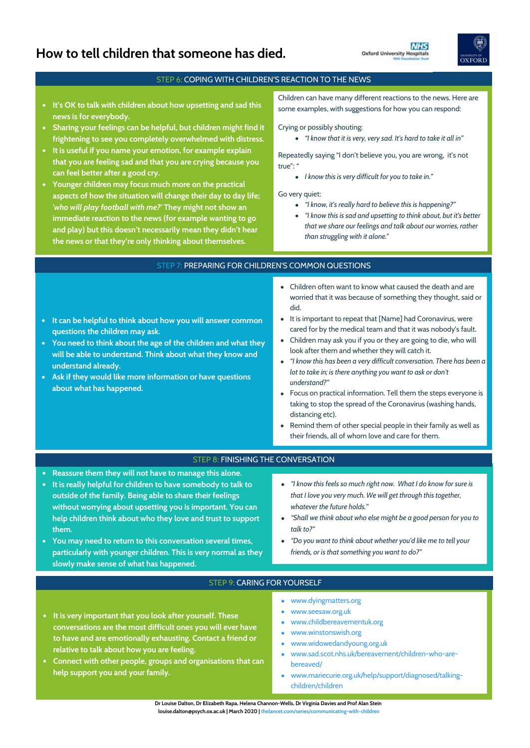# How to tell children that someone has died.

Oxford University Hospitals NHS Foundation Trust

University of Oxford

## STEP 6: COPING WITH CHILDREN'S REACTION TO THE NEWS

- **It's OK to talk with children about how upsetting and sad this news is for everybody.**
- **Sharing your feelings can be helpful, but children might find it frightening to see you completely overwhelmed with distress.**
- **It is useful if you name your emotion, for example explain that you are feeling sad and that you are crying because you can feel better after a good cry.**
- **Younger children may focus much more on the practical aspects of how the situation will change their day to day life; *'who will play football with me?'* They might not show an immediate reaction to the news (for example wanting to go and play) but this doesn't necessarily mean they didn't hear the news or that they're only thinking about themselves.**

Children can have many different reactions to the news. Here are some examples, with suggestions for how you can respond:

Crying or possibly shouting:

- *"I know that it is very, very sad. It's hard to take it all in"*

Repeatedly saying "I don't believe you, you are wrong, it's not true": "

- *I know this is very difficult for you to take in."*

Go very quiet:

- *"I know, it's really hard to believe this is happening?"*
- *"I know this is sad and upsetting to think about, but it's better that we share our feelings and talk about our worries, rather than struggling with it alone."*

## STEP 7: PREPARING FOR CHILDREN'S COMMON QUESTIONS

- **It can be helpful to think about how you will answer common questions the children may ask.**
- **You need to think about the age of the children and what they will be able to understand. Think about what they know and understand already.**
- **Ask if they would like more information or have questions about what has happened.**

- Children often want to know what caused the death and are worried that it was because of something they thought, said or did.
- It is important to repeat that [Name] had Coronavirus, were cared for by the medical team and that it was nobody's fault.
- Children may ask you if you or they are going to die, who will look after them and whether they will catch it.
- *"I know this has been a very difficult conversation. There has been a lot to take in; is there anything you want to ask or don't understand?"*
- Focus on practical information. Tell them the steps everyone is taking to stop the spread of the Coronavirus (washing hands, distancing etc).
- Remind them of other special people in their family as well as their friends, all of whom love and care for them.

## STEP 8: FINISHING THE CONVERSATION

- **Reassure them they will not have to manage this alone.**
- **It is really helpful for children to have somebody to talk to outside of the family. Being able to share their feelings without worrying about upsetting you is important. You can help children think about who they love and trust to support them.**
- **You may need to return to this conversation several times, particularly with younger children. This is very normal as they slowly make sense of what has happened.**

- *"I know this feels so much right now. What I do know for sure is that I love you very much. We will get through this together, whatever the future holds."*
- *"Shall we think about who else might be a good person for you to talk to?"*
- *"Do you want to think about whether you'd like me to tell your friends, or is that something you want to do?"*

## STEP 9: CARING FOR YOURSELF

- **It is very important that you look after yourself. These conversations are the most difficult ones you will ever have to have and are emotionally exhausting. Contact a friend or relative to talk about how you are feeling.**
- **Connect with other people, groups and organisations that can help support you and your family.**

- www.dyingmatters.org
- www.seesaw.org.uk
- www.childbereavementuk.org
- www.winstonswish.org
- www.widowedandyoung.org.uk
- www.sad.scot.nhs.uk/bereavement/children-who-are-bereaved/
- www.mariecurie.org.uk/help/support/diagnosed/talking-children/children

**Dr Louise Dalton, Dr Elizabeth Rapa, Helena Channon-Wells, Dr Virginia Davies and Prof Alan Stein**
**louise.dalton@psych.ox.ac.uk | March 2020 |** thelancet.com/series/communicating-with-children